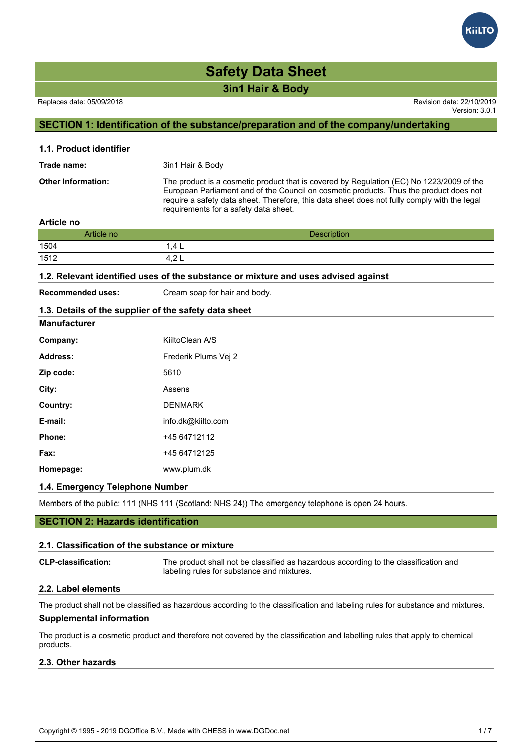# Safety Data Sheet

## 3in1 Hair & Body

Replaces date: 05/09/2018

Revision date: 22/10/2019
Version: 3.0.1

## SECTION 1: Identification of the substance/preparation and of the company/undertaking

### 1.1. Product identifier

**Trade name:** 3in1 Hair & Body

**Other Information:** The product is a cosmetic product that is covered by Regulation (EC) No 1223/2009 of the European Parliament and of the Council on cosmetic products. Thus the product does not require a safety data sheet. Therefore, this data sheet does not fully comply with the legal requirements for a safety data sheet.

**Article no**

| Article no | Description |
|---|---|
| 1504 | 1,4 L |
| 1512 | 4,2 L |

### 1.2. Relevant identified uses of the substance or mixture and uses advised against

**Recommended uses:** Cream soap for hair and body.

### 1.3. Details of the supplier of the safety data sheet

**Manufacturer**

**Company:** KiiltoClean A/S

**Address:** Frederik Plums Vej 2

**Zip code:** 5610

**City:** Assens

**Country:** DENMARK

**E-mail:** info.dk@kiilto.com

**Phone:** +45 64712112

**Fax:** +45 64712125

**Homepage:** www.plum.dk

### 1.4. Emergency Telephone Number

Members of the public: 111 (NHS 111 (Scotland: NHS 24)) The emergency telephone is open 24 hours.

## SECTION 2: Hazards identification

### 2.1. Classification of the substance or mixture

**CLP-classification:** The product shall not be classified as hazardous according to the classification and labeling rules for substance and mixtures.

### 2.2. Label elements

The product shall not be classified as hazardous according to the classification and labeling rules for substance and mixtures.

**Supplemental information**

The product is a cosmetic product and therefore not covered by the classification and labelling rules that apply to chemical products.

### 2.3. Other hazards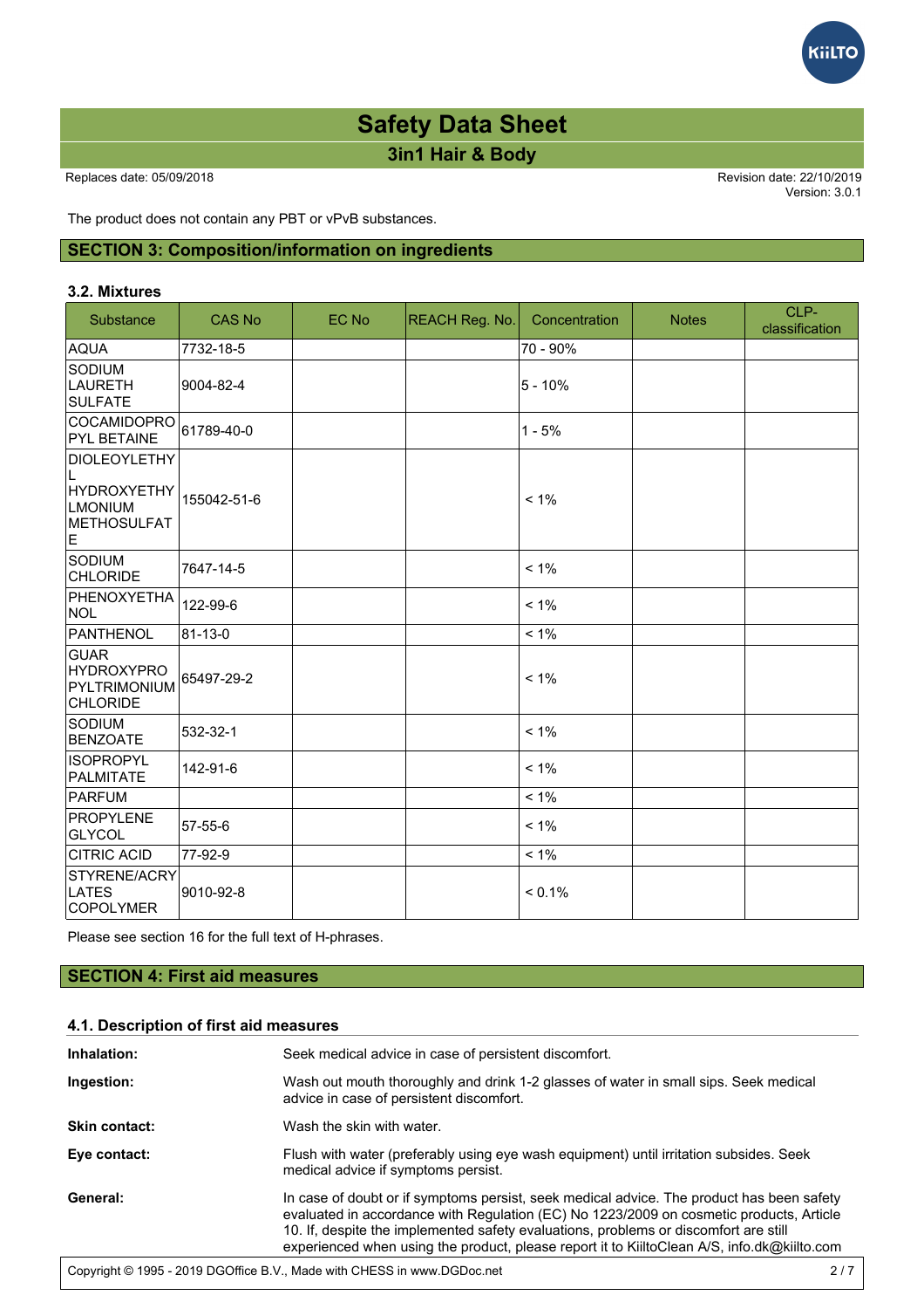The product does not contain any PBT or vPvB substances.

## SECTION 3: Composition/information on ingredients

### 3.2. Mixtures

| Substance | CAS No | EC No | REACH Reg. No. | Concentration | Notes | CLP-classification |
|---|---|---|---|---|---|---|
| AQUA | 7732-18-5 | | | 70 - 90% | | |
| SODIUM LAURETH SULFATE | 9004-82-4 | | | 5 - 10% | | |
| COCAMIDOPROPYL BETAINE | 61789-40-0 | | | 1 - 5% | | |
| DIOLEOYLETHYL HYDROXYETHYLMONIUM METHOSULFATE | 155042-51-6 | | | < 1% | | |
| SODIUM CHLORIDE | 7647-14-5 | | | < 1% | | |
| PHENOXYETHANOL | 122-99-6 | | | < 1% | | |
| PANTHENOL | 81-13-0 | | | < 1% | | |
| GUAR HYDROXYPROPYLTRIMONIUM CHLORIDE | 65497-29-2 | | | < 1% | | |
| SODIUM BENZOATE | 532-32-1 | | | < 1% | | |
| ISOPROPYL PALMITATE | 142-91-6 | | | < 1% | | |
| PARFUM | | | | < 1% | | |
| PROPYLENE GLYCOL | 57-55-6 | | | < 1% | | |
| CITRIC ACID | 77-92-9 | | | < 1% | | |
| STYRENE/ACRYLATES COPOLYMER | 9010-92-8 | | | < 0.1% | | |

Please see section 16 for the full text of H-phrases.

## SECTION 4: First aid measures

### 4.1. Description of first aid measures

**Inhalation:** Seek medical advice in case of persistent discomfort.

**Ingestion:** Wash out mouth thoroughly and drink 1-2 glasses of water in small sips. Seek medical advice in case of persistent discomfort.

**Skin contact:** Wash the skin with water.

**Eye contact:** Flush with water (preferably using eye wash equipment) until irritation subsides. Seek medical advice if symptoms persist.

**General:** In case of doubt or if symptoms persist, seek medical advice. The product has been safety evaluated in accordance with Regulation (EC) No 1223/2009 on cosmetic products, Article 10. If, despite the implemented safety evaluations, problems or discomfort are still experienced when using the product, please report it to KiiltoClean A/S, info.dk@kiilto.com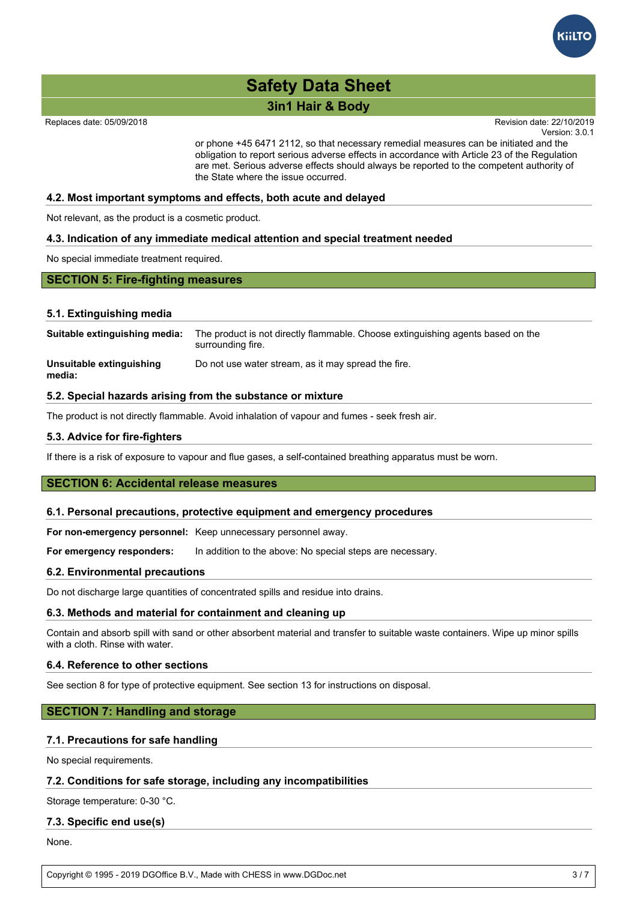or phone +45 6471 2112, so that necessary remedial measures can be initiated and the obligation to report serious adverse effects in accordance with Article 23 of the Regulation are met. Serious adverse effects should always be reported to the competent authority of the State where the issue occurred.

### 4.2. Most important symptoms and effects, both acute and delayed

Not relevant, as the product is a cosmetic product.

### 4.3. Indication of any immediate medical attention and special treatment needed

No special immediate treatment required.

## SECTION 5: Fire-fighting measures

### 5.1. Extinguishing media

**Suitable extinguishing media:** The product is not directly flammable. Choose extinguishing agents based on the surrounding fire.

**Unsuitable extinguishing media:** Do not use water stream, as it may spread the fire.

### 5.2. Special hazards arising from the substance or mixture

The product is not directly flammable. Avoid inhalation of vapour and fumes - seek fresh air.

### 5.3. Advice for fire-fighters

If there is a risk of exposure to vapour and flue gases, a self-contained breathing apparatus must be worn.

## SECTION 6: Accidental release measures

### 6.1. Personal precautions, protective equipment and emergency procedures

**For non-emergency personnel:** Keep unnecessary personnel away.

**For emergency responders:** In addition to the above: No special steps are necessary.

### 6.2. Environmental precautions

Do not discharge large quantities of concentrated spills and residue into drains.

### 6.3. Methods and material for containment and cleaning up

Contain and absorb spill with sand or other absorbent material and transfer to suitable waste containers. Wipe up minor spills with a cloth. Rinse with water.

### 6.4. Reference to other sections

See section 8 for type of protective equipment. See section 13 for instructions on disposal.

## SECTION 7: Handling and storage

### 7.1. Precautions for safe handling

No special requirements.

### 7.2. Conditions for safe storage, including any incompatibilities

Storage temperature: 0-30 °C.

### 7.3. Specific end use(s)

None.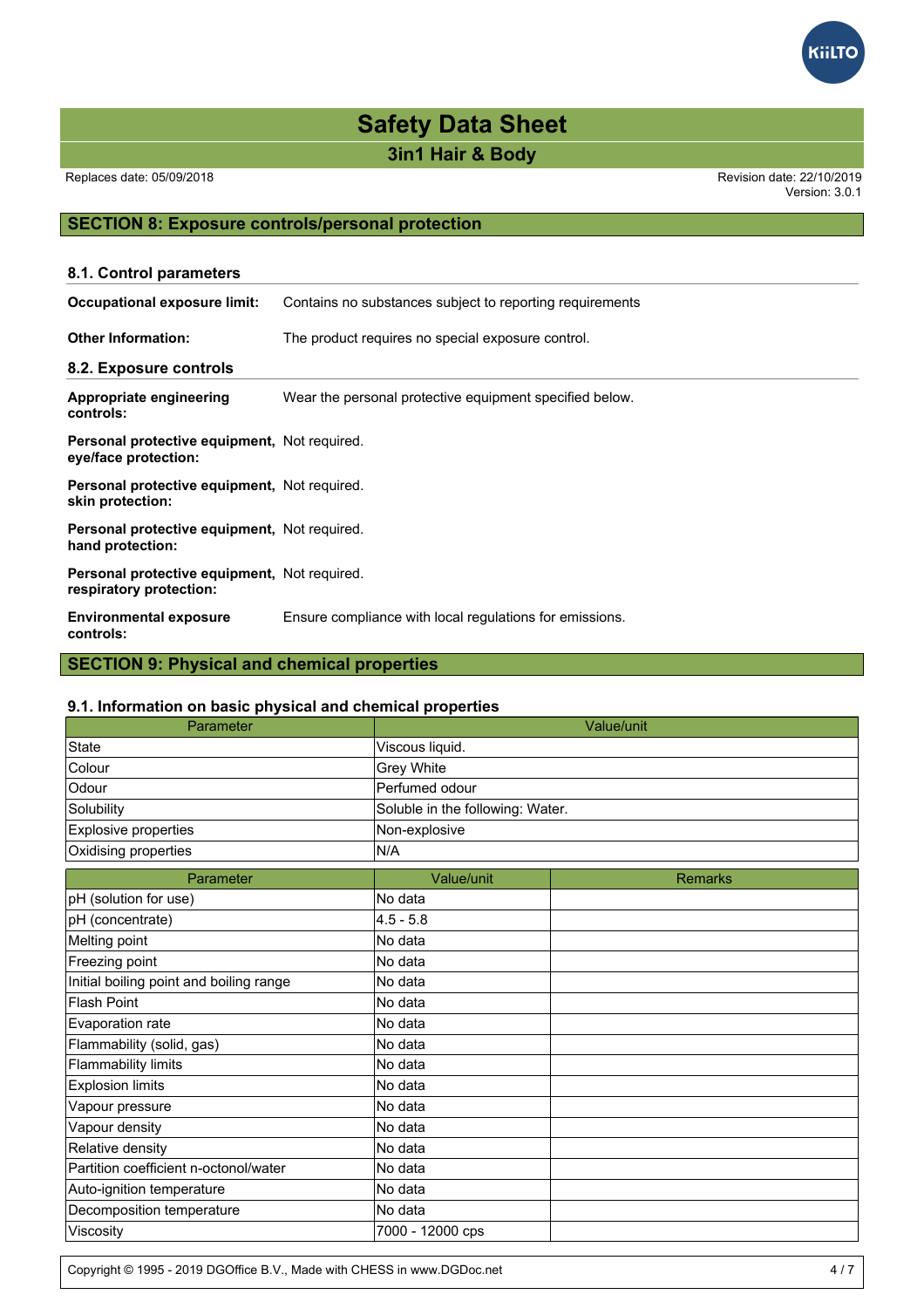## SECTION 8: Exposure controls/personal protection

### 8.1. Control parameters

**Occupational exposure limit:** Contains no substances subject to reporting requirements

**Other Information:** The product requires no special exposure control.

### 8.2. Exposure controls

**Appropriate engineering controls:** Wear the personal protective equipment specified below.

**Personal protective equipment, eye/face protection:** Not required.

**Personal protective equipment, skin protection:** Not required.

**Personal protective equipment, hand protection:** Not required.

**Personal protective equipment, respiratory protection:** Not required.

**Environmental exposure controls:** Ensure compliance with local regulations for emissions.

## SECTION 9: Physical and chemical properties

### 9.1. Information on basic physical and chemical properties

| Parameter | Value/unit |
|---|---|
| State | Viscous liquid. |
| Colour | Grey White |
| Odour | Perfumed odour |
| Solubility | Soluble in the following: Water. |
| Explosive properties | Non-explosive |
| Oxidising properties | N/A |

| Parameter | Value/unit | Remarks |
|---|---|---|
| pH (solution for use) | No data | |
| pH (concentrate) | 4.5 - 5.8 | |
| Melting point | No data | |
| Freezing point | No data | |
| Initial boiling point and boiling range | No data | |
| Flash Point | No data | |
| Evaporation rate | No data | |
| Flammability (solid, gas) | No data | |
| Flammability limits | No data | |
| Explosion limits | No data | |
| Vapour pressure | No data | |
| Vapour density | No data | |
| Relative density | No data | |
| Partition coefficient n-octonol/water | No data | |
| Auto-ignition temperature | No data | |
| Decomposition temperature | No data | |
| Viscosity | 7000 - 12000 cps | |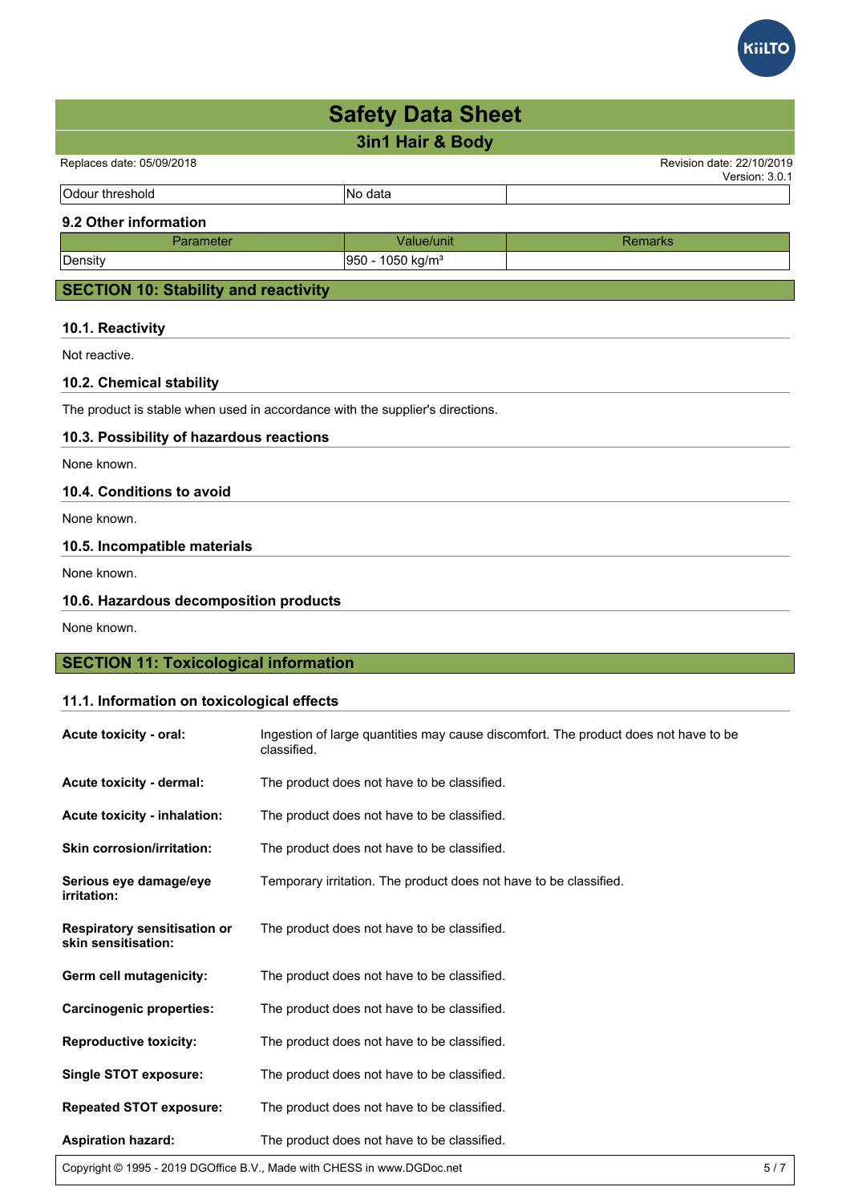| Odour threshold | No data | |
|---|---|---|

### 9.2 Other information

| Parameter | Value/unit | Remarks |
|---|---|---|
| Density | 950 - 1050 kg/m³ | |

## SECTION 10: Stability and reactivity

### 10.1. Reactivity

Not reactive.

### 10.2. Chemical stability

The product is stable when used in accordance with the supplier's directions.

### 10.3. Possibility of hazardous reactions

None known.

### 10.4. Conditions to avoid

None known.

### 10.5. Incompatible materials

None known.

### 10.6. Hazardous decomposition products

None known.

## SECTION 11: Toxicological information

### 11.1. Information on toxicological effects

**Acute toxicity - oral:** Ingestion of large quantities may cause discomfort. The product does not have to be classified.

**Acute toxicity - dermal:** The product does not have to be classified.

**Acute toxicity - inhalation:** The product does not have to be classified.

**Skin corrosion/irritation:** The product does not have to be classified.

**Serious eye damage/eye irritation:** Temporary irritation. The product does not have to be classified.

**Respiratory sensitisation or skin sensitisation:** The product does not have to be classified.

**Germ cell mutagenicity:** The product does not have to be classified.

**Carcinogenic properties:** The product does not have to be classified.

**Reproductive toxicity:** The product does not have to be classified.

**Single STOT exposure:** The product does not have to be classified.

**Repeated STOT exposure:** The product does not have to be classified.

**Aspiration hazard:** The product does not have to be classified.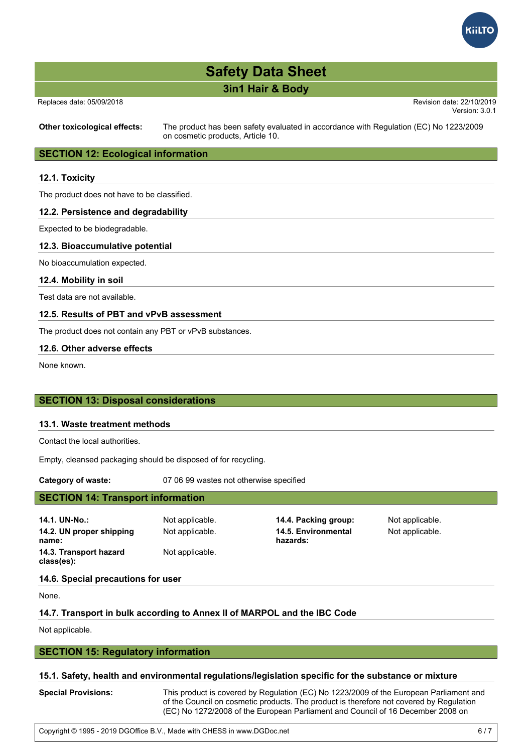**Other toxicological effects:** The product has been safety evaluated in accordance with Regulation (EC) No 1223/2009 on cosmetic products, Article 10.

## SECTION 12: Ecological information

### 12.1. Toxicity

The product does not have to be classified.

### 12.2. Persistence and degradability

Expected to be biodegradable.

### 12.3. Bioaccumulative potential

No bioaccumulation expected.

### 12.4. Mobility in soil

Test data are not available.

### 12.5. Results of PBT and vPvB assessment

The product does not contain any PBT or vPvB substances.

### 12.6. Other adverse effects

None known.

## SECTION 13: Disposal considerations

### 13.1. Waste treatment methods

Contact the local authorities.

Empty, cleansed packaging should be disposed of for recycling.

**Category of waste:** 07 06 99 wastes not otherwise specified

## SECTION 14: Transport information

| | | | |
|---|---|---|---|
| **14.1. UN-No.:** | Not applicable. | **14.4. Packing group:** | Not applicable. |
| **14.2. UN proper shipping name:** | Not applicable. | **14.5. Environmental hazards:** | Not applicable. |
| **14.3. Transport hazard class(es):** | Not applicable. | | |

### 14.6. Special precautions for user

None.

### 14.7. Transport in bulk according to Annex II of MARPOL and the IBC Code

Not applicable.

## SECTION 15: Regulatory information

### 15.1. Safety, health and environmental regulations/legislation specific for the substance or mixture

**Special Provisions:** This product is covered by Regulation (EC) No 1223/2009 of the European Parliament and of the Council on cosmetic products. The product is therefore not covered by Regulation (EC) No 1272/2008 of the European Parliament and Council of 16 December 2008 on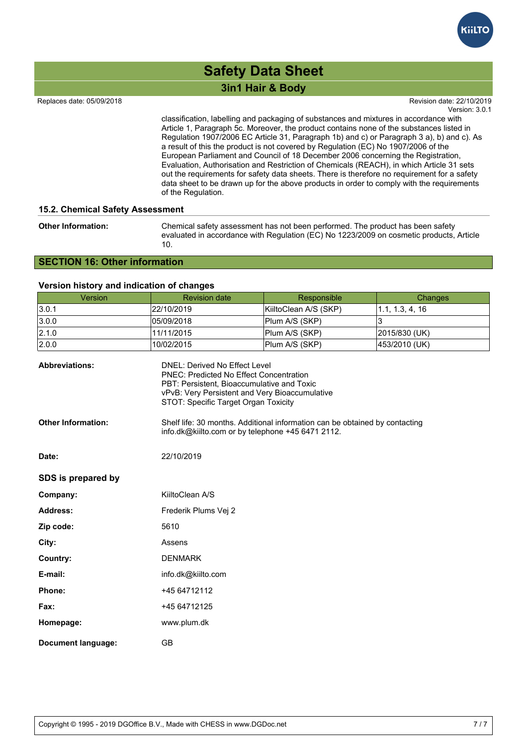classification, labelling and packaging of substances and mixtures in accordance with Article 1, Paragraph 5c. Moreover, the product contains none of the substances listed in Regulation 1907/2006 EC Article 31, Paragraph 1b) and c) or Paragraph 3 a), b) and c). As a result of this the product is not covered by Regulation (EC) No 1907/2006 of the European Parliament and Council of 18 December 2006 concerning the Registration, Evaluation, Authorisation and Restriction of Chemicals (REACH), in which Article 31 sets out the requirements for safety data sheets. There is therefore no requirement for a safety data sheet to be drawn up for the above products in order to comply with the requirements of the Regulation.

### 15.2. Chemical Safety Assessment

**Other Information:** Chemical safety assessment has not been performed. The product has been safety evaluated in accordance with Regulation (EC) No 1223/2009 on cosmetic products, Article 10.

## SECTION 16: Other information

### Version history and indication of changes

| Version | Revision date | Responsible | Changes |
|---|---|---|---|
| 3.0.1 | 22/10/2019 | KiiltoClean A/S (SKP) | 1.1, 1.3, 4, 16 |
| 3.0.0 | 05/09/2018 | Plum A/S (SKP) | 3 |
| 2.1.0 | 11/11/2015 | Plum A/S (SKP) | 2015/830 (UK) |
| 2.0.0 | 10/02/2015 | Plum A/S (SKP) | 453/2010 (UK) |

**Abbreviations:**
DNEL: Derived No Effect Level
PNEC: Predicted No Effect Concentration
PBT: Persistent, Bioaccumulative and Toxic
vPvB: Very Persistent and Very Bioaccumulative
STOT: Specific Target Organ Toxicity

**Other Information:** Shelf life: 30 months. Additional information can be obtained by contacting info.dk@kiilto.com or by telephone +45 6471 2112.

**Date:** 22/10/2019

### SDS is prepared by

**Company:** KiiltoClean A/S

**Address:** Frederik Plums Vej 2

**Zip code:** 5610

**City:** Assens

**Country:** DENMARK

**E-mail:** info.dk@kiilto.com

**Phone:** +45 64712112

**Fax:** +45 64712125

**Homepage:** www.plum.dk

**Document language:** GB